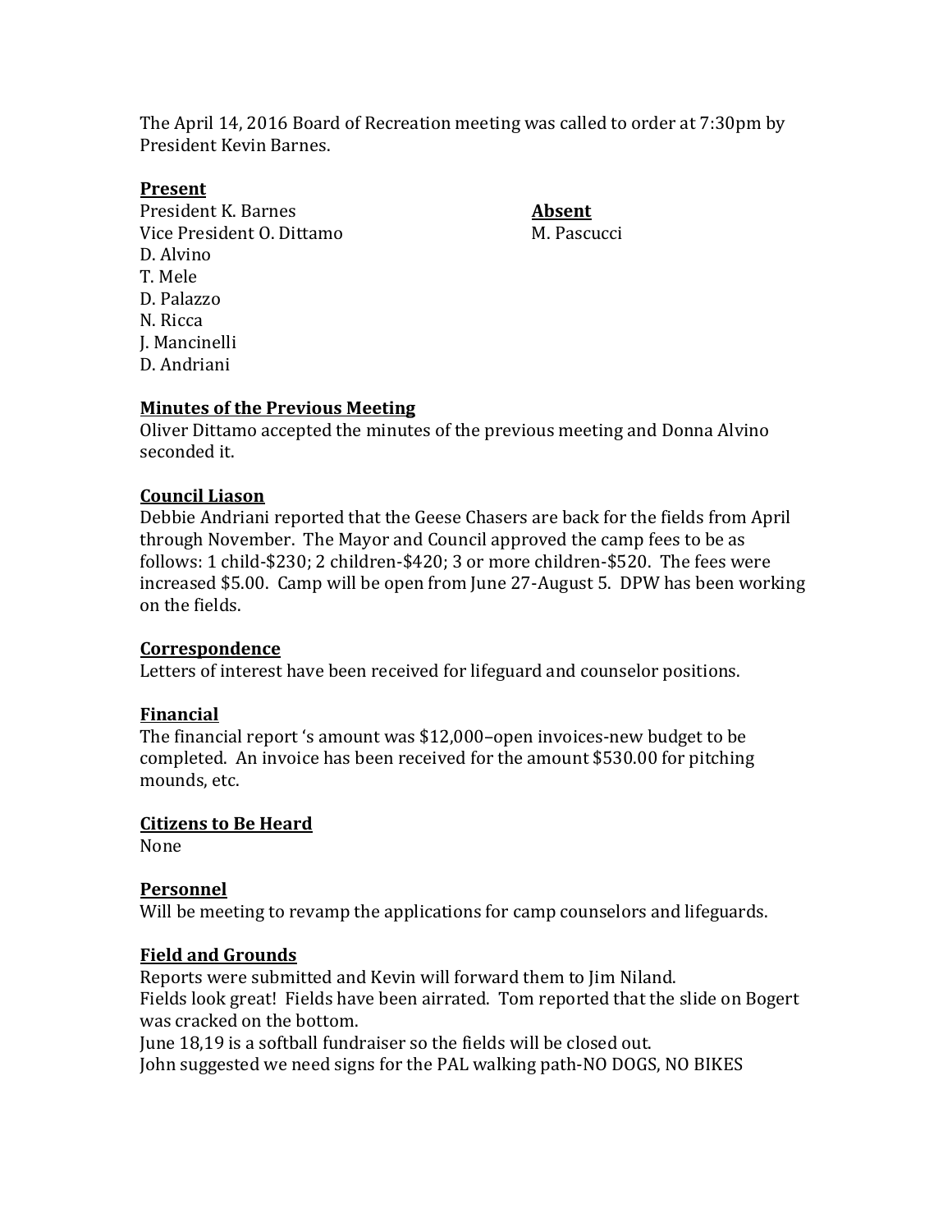The April 14, 2016 Board of Recreation meeting was called to order at 7:30pm by President Kevin Barnes.

**Present**

President K. Barnes
Vice President O. Dittamo
D. Alvino
T. Mele
D. Palazzo
N. Ricca
J. Mancinelli
D. Andriani

**Absent**

M. Pascucci

**Minutes of the Previous Meeting**

Oliver Dittamo accepted the minutes of the previous meeting and Donna Alvino seconded it.

**Council Liason**

Debbie Andriani reported that the Geese Chasers are back for the fields from April through November. The Mayor and Council approved the camp fees to be as follows: 1 child-$230; 2 children-$420; 3 or more children-$520. The fees were increased $5.00. Camp will be open from June 27-August 5. DPW has been working on the fields.

**Correspondence**

Letters of interest have been received for lifeguard and counselor positions.

**Financial**

The financial report 's amount was $12,000–open invoices-new budget to be completed. An invoice has been received for the amount $530.00 for pitching mounds, etc.

**Citizens to Be Heard**

None

**Personnel**

Will be meeting to revamp the applications for camp counselors and lifeguards.

**Field and Grounds**

Reports were submitted and Kevin will forward them to Jim Niland.
Fields look great! Fields have been airrated. Tom reported that the slide on Bogert was cracked on the bottom.
June 18,19 is a softball fundraiser so the fields will be closed out.
John suggested we need signs for the PAL walking path-NO DOGS, NO BIKES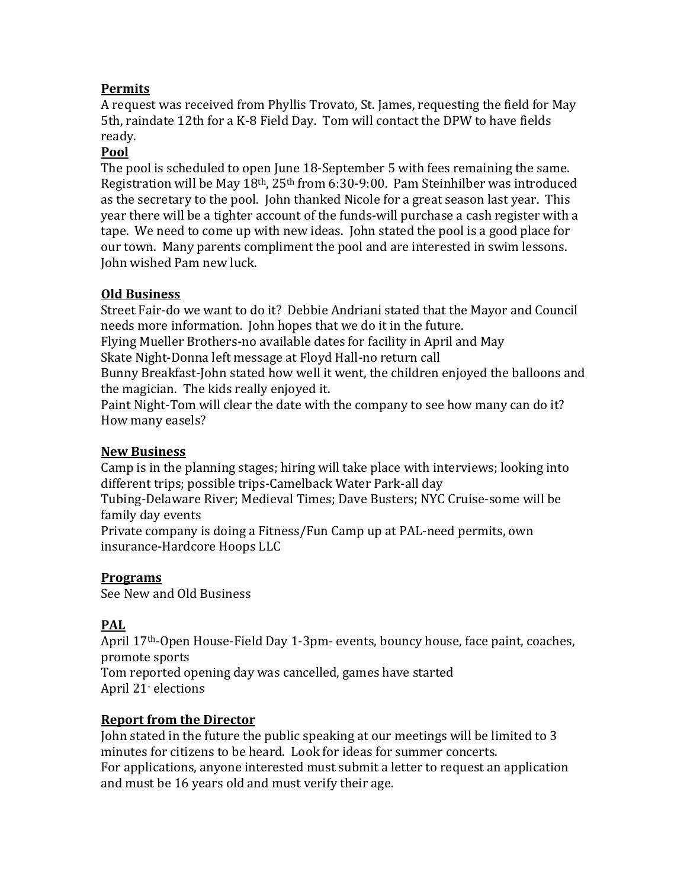**Permits**

A request was received from Phyllis Trovato, St. James, requesting the field for May 5th, raindate 12th for a K-8 Field Day. Tom will contact the DPW to have fields ready.

**Pool**

The pool is scheduled to open June 18-September 5 with fees remaining the same. Registration will be May 18th, 25th from 6:30-9:00. Pam Steinhilber was introduced as the secretary to the pool. John thanked Nicole for a great season last year. This year there will be a tighter account of the funds-will purchase a cash register with a tape. We need to come up with new ideas. John stated the pool is a good place for our town. Many parents compliment the pool and are interested in swim lessons. John wished Pam new luck.

**Old Business**

Street Fair-do we want to do it? Debbie Andriani stated that the Mayor and Council needs more information. John hopes that we do it in the future.
Flying Mueller Brothers-no available dates for facility in April and May
Skate Night-Donna left message at Floyd Hall-no return call
Bunny Breakfast-John stated how well it went, the children enjoyed the balloons and the magician. The kids really enjoyed it.
Paint Night-Tom will clear the date with the company to see how many can do it? How many easels?

**New Business**

Camp is in the planning stages; hiring will take place with interviews; looking into different trips; possible trips-Camelback Water Park-all day
Tubing-Delaware River; Medieval Times; Dave Busters; NYC Cruise-some will be family day events
Private company is doing a Fitness/Fun Camp up at PAL-need permits, own insurance-Hardcore Hoops LLC

**Programs**

See New and Old Business

**PAL**

April 17th-Open House-Field Day 1-3pm- events, bouncy house, face paint, coaches, promote sports
Tom reported opening day was cancelled, games have started
April 21- elections

**Report from the Director**

John stated in the future the public speaking at our meetings will be limited to 3 minutes for citizens to be heard. Look for ideas for summer concerts.
For applications, anyone interested must submit a letter to request an application and must be 16 years old and must verify their age.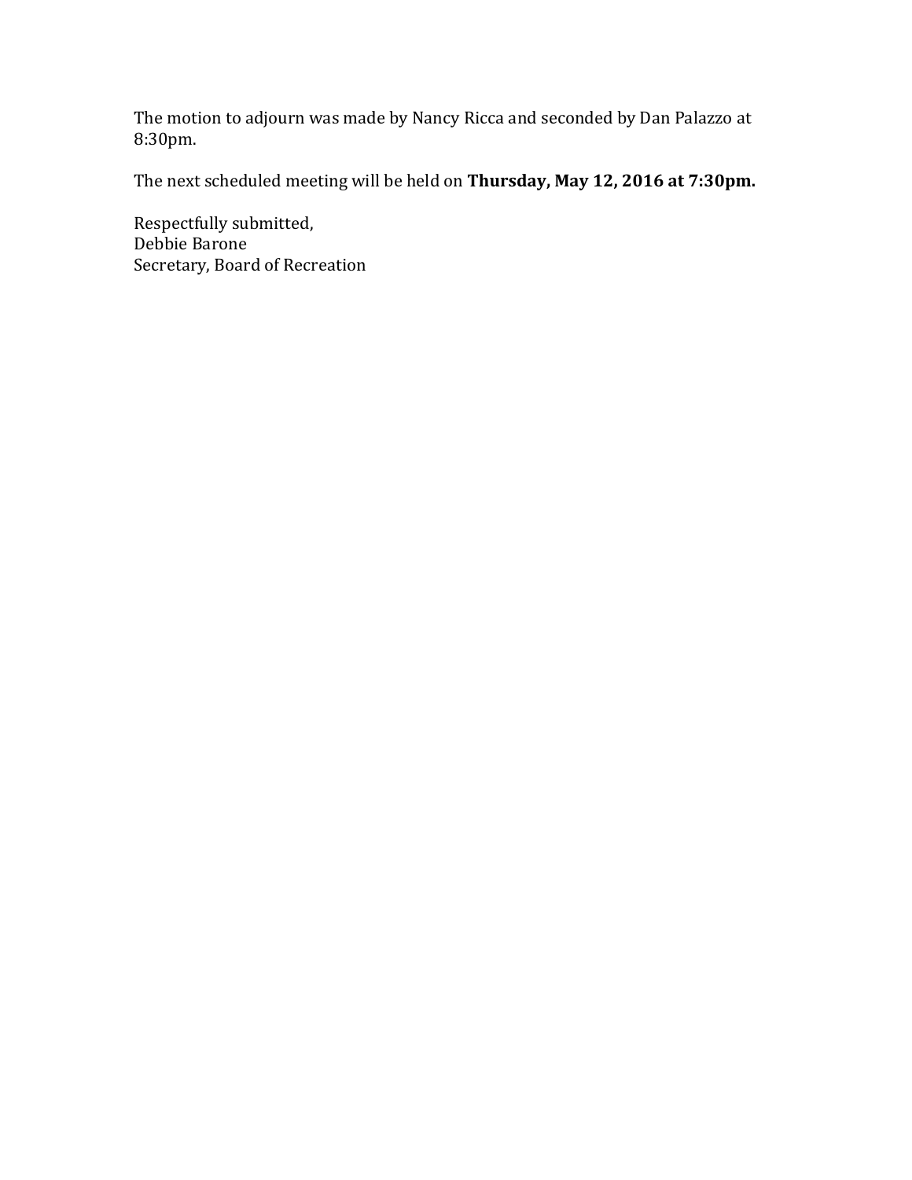The motion to adjourn was made by Nancy Ricca and seconded by Dan Palazzo at 8:30pm.

The next scheduled meeting will be held on **Thursday, May 12, 2016 at 7:30pm.**

Respectfully submitted,
Debbie Barone
Secretary, Board of Recreation